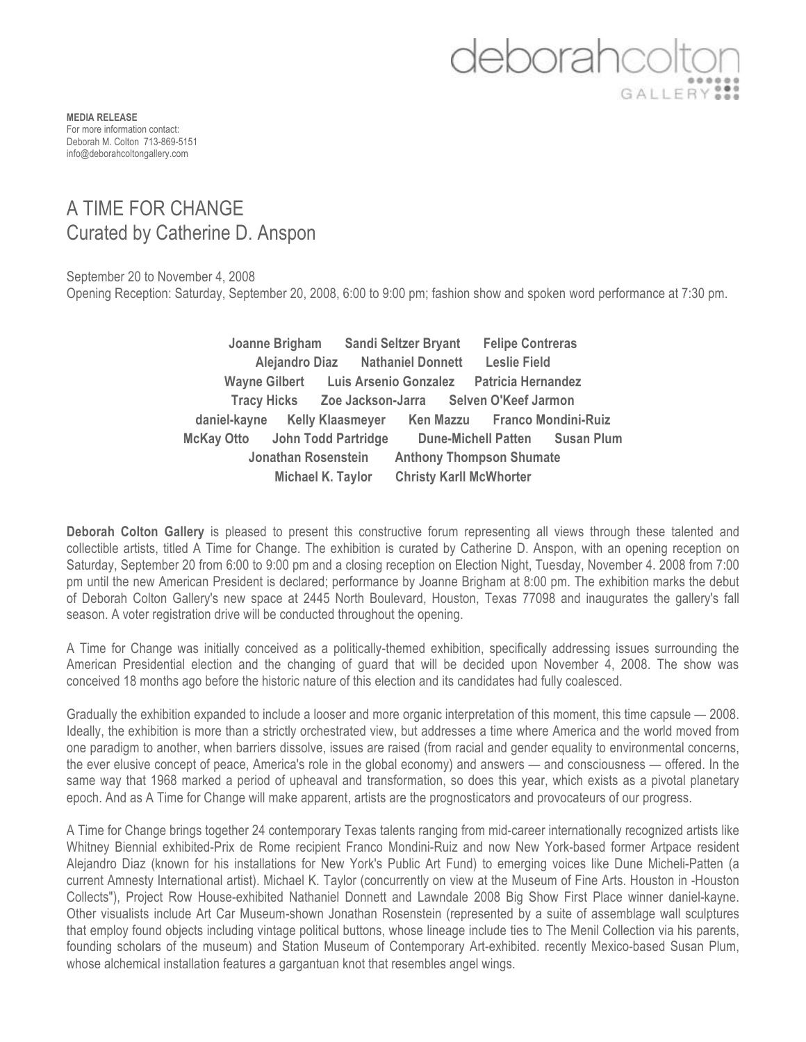deborahcolton GALLERY

**MEDIA RELEASE**
For more information contact:
Deborah M. Colton 713-869-5151
info@deborahcoltongallery.com

# A TIME FOR CHANGE
## Curated by Catherine D. Anspon

September 20 to November 4, 2008
Opening Reception: Saturday, September 20, 2008, 6:00 to 9:00 pm; fashion show and spoken word performance at 7:30 pm.

**Joanne Brigham Sandi Seltzer Bryant Felipe Contreras**
**Alejandro Diaz Nathaniel Donnett Leslie Field**
**Wayne Gilbert Luis Arsenio Gonzalez Patricia Hernandez**
**Tracy Hicks Zoe Jackson-Jarra Selven O'Keef Jarmon**
**daniel-kayne Kelly Klaasmeyer Ken Mazzu Franco Mondini-Ruiz**
**McKay Otto John Todd Partridge Dune-Michell Patten Susan Plum**
**Jonathan Rosenstein Anthony Thompson Shumate**
**Michael K. Taylor Christy Karll McWhorter**

**Deborah Colton Gallery** is pleased to present this constructive forum representing all views through these talented and collectible artists, titled A Time for Change. The exhibition is curated by Catherine D. Anspon, with an opening reception on Saturday, September 20 from 6:00 to 9:00 pm and a closing reception on Election Night, Tuesday, November 4. 2008 from 7:00 pm until the new American President is declared; performance by Joanne Brigham at 8:00 pm. The exhibition marks the debut of Deborah Colton Gallery's new space at 2445 North Boulevard, Houston, Texas 77098 and inaugurates the gallery's fall season. A voter registration drive will be conducted throughout the opening.

A Time for Change was initially conceived as a politically-themed exhibition, specifically addressing issues surrounding the American Presidential election and the changing of guard that will be decided upon November 4, 2008. The show was conceived 18 months ago before the historic nature of this election and its candidates had fully coalesced.

Gradually the exhibition expanded to include a looser and more organic interpretation of this moment, this time capsule — 2008. Ideally, the exhibition is more than a strictly orchestrated view, but addresses a time where America and the world moved from one paradigm to another, when barriers dissolve, issues are raised (from racial and gender equality to environmental concerns, the ever elusive concept of peace, America's role in the global economy) and answers — and consciousness — offered. In the same way that 1968 marked a period of upheaval and transformation, so does this year, which exists as a pivotal planetary epoch. And as A Time for Change will make apparent, artists are the prognosticators and provocateurs of our progress.

A Time for Change brings together 24 contemporary Texas talents ranging from mid-career internationally recognized artists like Whitney Biennial exhibited-Prix de Rome recipient Franco Mondini-Ruiz and now New York-based former Artpace resident Alejandro Diaz (known for his installations for New York's Public Art Fund) to emerging voices like Dune Micheli-Patten (a current Amnesty International artist). Michael K. Taylor (concurrently on view at the Museum of Fine Arts. Houston in -Houston Collects"), Project Row House-exhibited Nathaniel Donnett and Lawndale 2008 Big Show First Place winner daniel-kayne. Other visualists include Art Car Museum-shown Jonathan Rosenstein (represented by a suite of assemblage wall sculptures that employ found objects including vintage political buttons, whose lineage include ties to The Menil Collection via his parents, founding scholars of the museum) and Station Museum of Contemporary Art-exhibited. recently Mexico-based Susan Plum, whose alchemical installation features a gargantuan knot that resembles angel wings.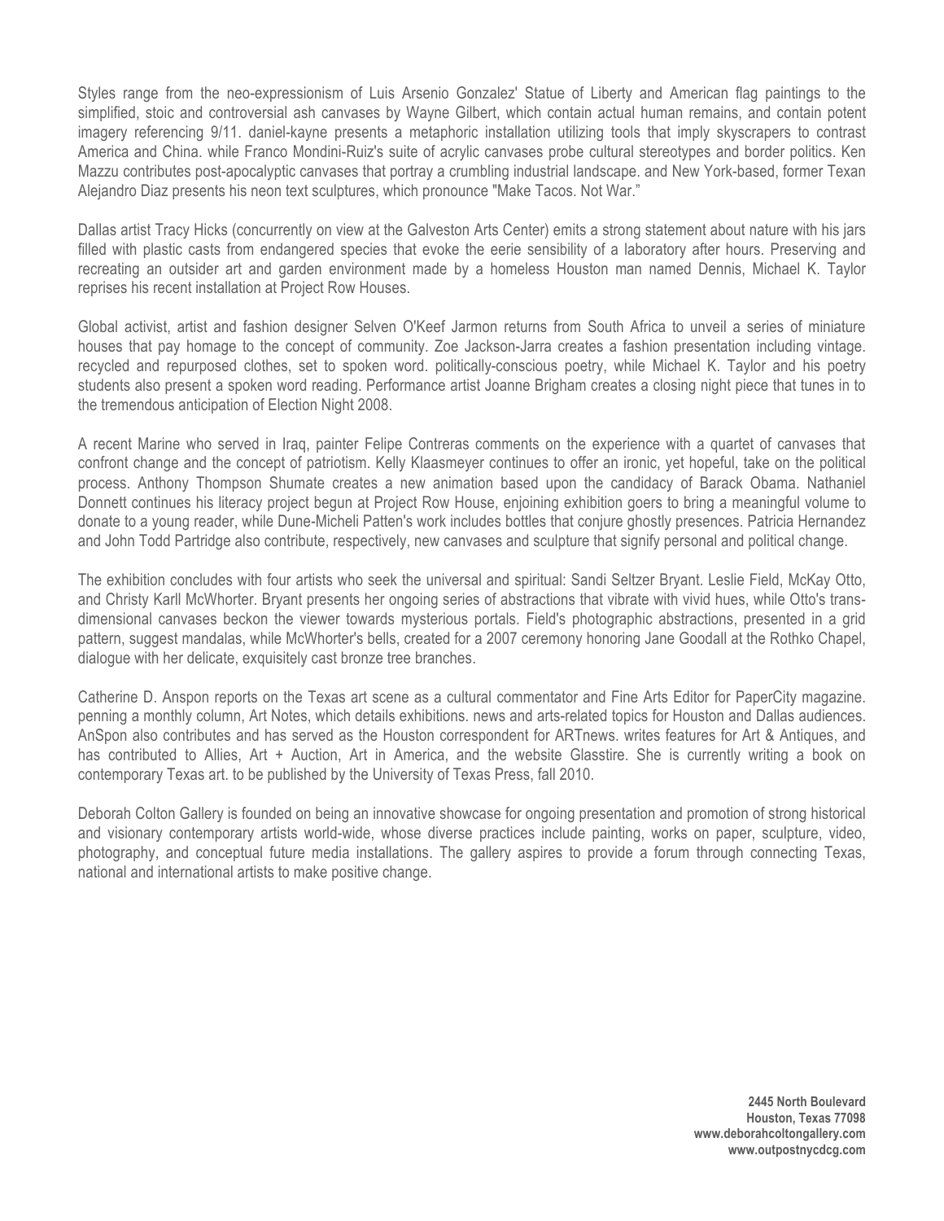Styles range from the neo-expressionism of Luis Arsenio Gonzalez' Statue of Liberty and American flag paintings to the simplified, stoic and controversial ash canvases by Wayne Gilbert, which contain actual human remains, and contain potent imagery referencing 9/11. daniel-kayne presents a metaphoric installation utilizing tools that imply skyscrapers to contrast America and China. while Franco Mondini-Ruiz's suite of acrylic canvases probe cultural stereotypes and border politics. Ken Mazzu contributes post-apocalyptic canvases that portray a crumbling industrial landscape. and New York-based, former Texan Alejandro Diaz presents his neon text sculptures, which pronounce "Make Tacos. Not War."

Dallas artist Tracy Hicks (concurrently on view at the Galveston Arts Center) emits a strong statement about nature with his jars filled with plastic casts from endangered species that evoke the eerie sensibility of a laboratory after hours. Preserving and recreating an outsider art and garden environment made by a homeless Houston man named Dennis, Michael K. Taylor reprises his recent installation at Project Row Houses.

Global activist, artist and fashion designer Selven O'Keef Jarmon returns from South Africa to unveil a series of miniature houses that pay homage to the concept of community. Zoe Jackson-Jarra creates a fashion presentation including vintage. recycled and repurposed clothes, set to spoken word. politically-conscious poetry, while Michael K. Taylor and his poetry students also present a spoken word reading. Performance artist Joanne Brigham creates a closing night piece that tunes in to the tremendous anticipation of Election Night 2008.

A recent Marine who served in Iraq, painter Felipe Contreras comments on the experience with a quartet of canvases that confront change and the concept of patriotism. Kelly Klaasmeyer continues to offer an ironic, yet hopeful, take on the political process. Anthony Thompson Shumate creates a new animation based upon the candidacy of Barack Obama. Nathaniel Donnett continues his literacy project begun at Project Row House, enjoining exhibition goers to bring a meaningful volume to donate to a young reader, while Dune-Micheli Patten's work includes bottles that conjure ghostly presences. Patricia Hernandez and John Todd Partridge also contribute, respectively, new canvases and sculpture that signify personal and political change.

The exhibition concludes with four artists who seek the universal and spiritual: Sandi Seltzer Bryant. Leslie Field, McKay Otto, and Christy Karll McWhorter. Bryant presents her ongoing series of abstractions that vibrate with vivid hues, while Otto's trans-dimensional canvases beckon the viewer towards mysterious portals. Field's photographic abstractions, presented in a grid pattern, suggest mandalas, while McWhorter's bells, created for a 2007 ceremony honoring Jane Goodall at the Rothko Chapel, dialogue with her delicate, exquisitely cast bronze tree branches.

Catherine D. Anspon reports on the Texas art scene as a cultural commentator and Fine Arts Editor for PaperCity magazine. penning a monthly column, Art Notes, which details exhibitions. news and arts-related topics for Houston and Dallas audiences. AnSpon also contributes and has served as the Houston correspondent for ARTnews. writes features for Art & Antiques, and has contributed to Allies, Art + Auction, Art in America, and the website Glasstire. She is currently writing a book on contemporary Texas art. to be published by the University of Texas Press, fall 2010.

Deborah Colton Gallery is founded on being an innovative showcase for ongoing presentation and promotion of strong historical and visionary contemporary artists world-wide, whose diverse practices include painting, works on paper, sculpture, video, photography, and conceptual future media installations. The gallery aspires to provide a forum through connecting Texas, national and international artists to make positive change.

**2445 North Boulevard**
**Houston, Texas 77098**
**www.deborahcoltongallery.com**
**www.outpostnycdcg.com**